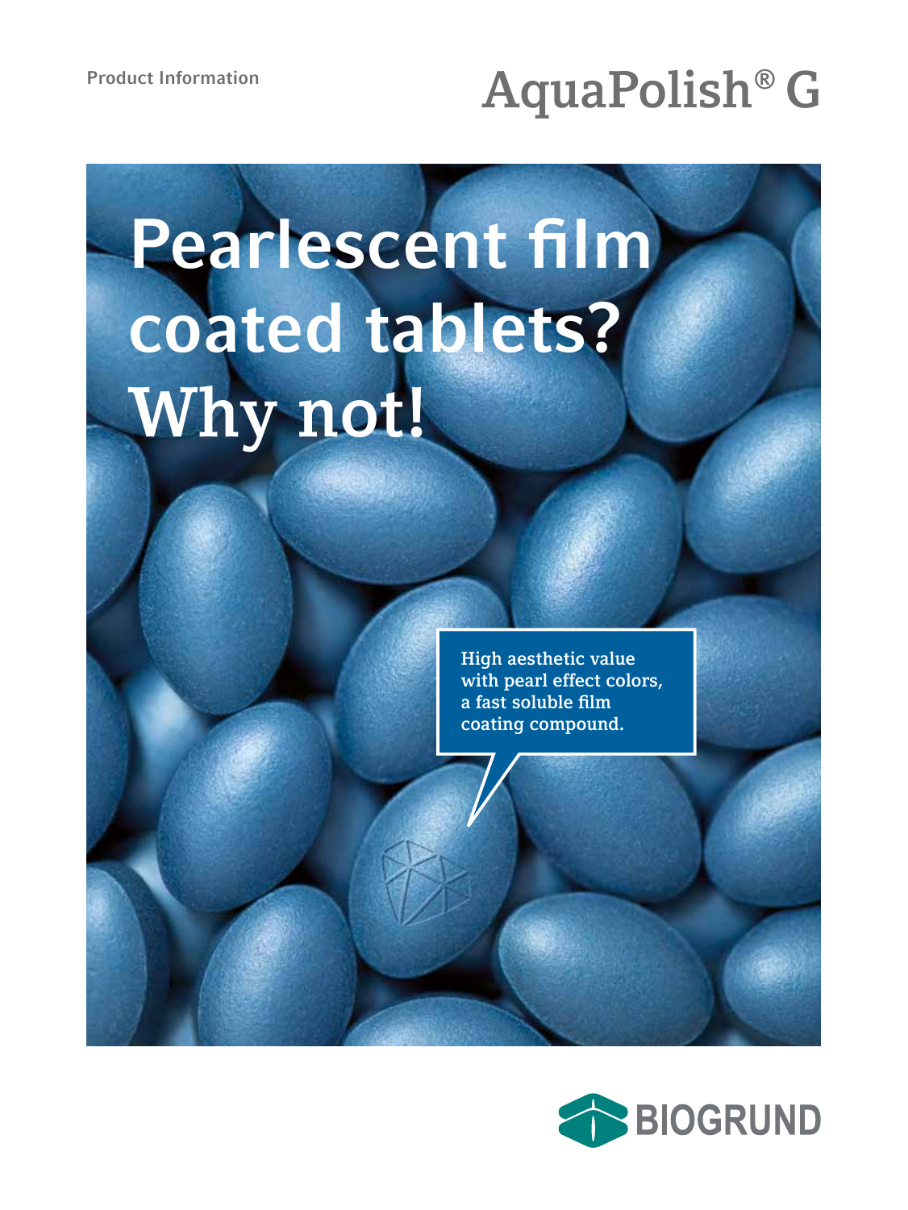Product Information

# AquaPolish® G

# Pearlescent film coated tablets? Why not!

High aesthetic value with pearl effect colors, a fast soluble film coating compound.

BIOGRUND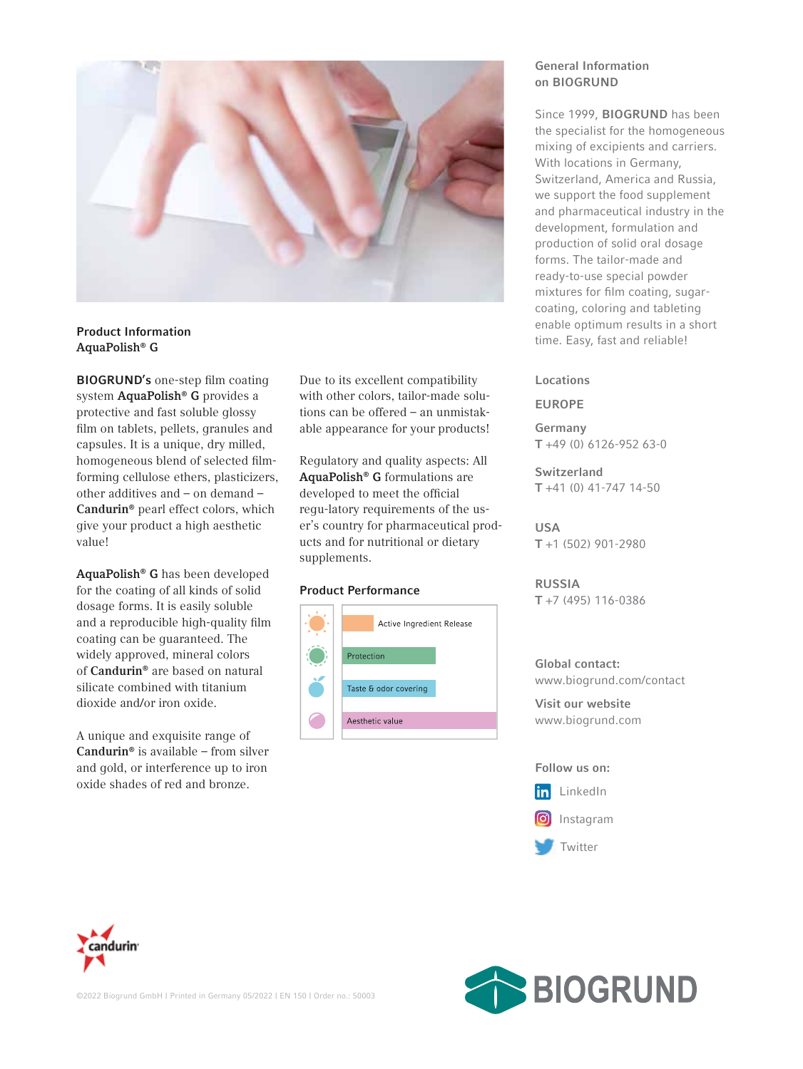## Product Information AquaPolish® G

**BIOGRUND's** one-step film coating system **AquaPolish® G** provides a protective and fast soluble glossy film on tablets, pellets, granules and capsules. It is a unique, dry milled, homogeneous blend of selected film-forming cellulose ethers, plasticizers, other additives and – on demand – **Candurin®** pearl effect colors, which give your product a high aesthetic value!

**AquaPolish® G** has been developed for the coating of all kinds of solid dosage forms. It is easily soluble and a reproducible high-quality film coating can be guaranteed. The widely approved, mineral colors of **Candurin®** are based on natural silicate combined with titanium dioxide and/or iron oxide.

A unique and exquisite range of **Candurin®** is available – from silver and gold, or interference up to iron oxide shades of red and bronze.

Due to its excellent compatibility with other colors, tailor-made solutions can be offered – an unmistakable appearance for your products!

Regulatory and quality aspects: All **AquaPolish® G** formulations are developed to meet the official regu-latory requirements of the user's country for pharmaceutical products and for nutritional or dietary supplements.

### Product Performance

Active Ingredient Release

Protection

Taste & odor covering

Aesthetic value

## General Information on BIOGRUND

Since 1999, **BIOGRUND** has been the specialist for the homogeneous mixing of excipients and carriers. With locations in Germany, Switzerland, America and Russia, we support the food supplement and pharmaceutical industry in the development, formulation and production of solid oral dosage forms. The tailor-made and ready-to-use special powder mixtures for film coating, sugar-coating, coloring and tableting enable optimum results in a short time. Easy, fast and reliable!

### Locations

**EUROPE**

**Germany**
**T** +49 (0) 6126-952 63-0

**Switzerland**
**T** +41 (0) 41-747 14-50

**USA**
**T** +1 (502) 901-2980

**RUSSIA**
**T** +7 (495) 116-0386

**Global contact:**
www.biogrund.com/contact

**Visit our website**
www.biogrund.com

**Follow us on:**
- LinkedIn
- Instagram
- Twitter

candurin

BIOGRUND

©2022 Biogrund GmbH | Printed in Germany 05/2022 | EN 150 | Order no.: 50003